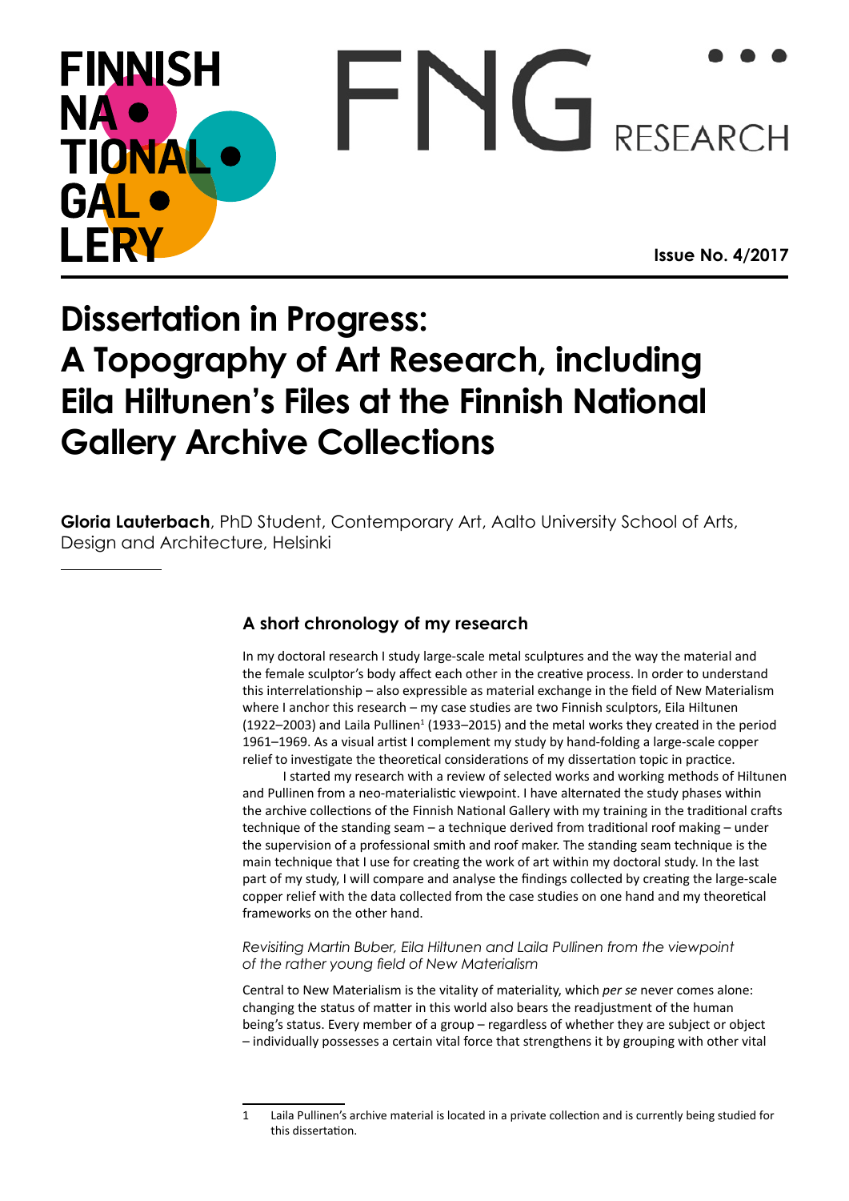# Dissertation in Progress: A Topography of Art Research, including Eila Hiltunen's Files at the Finnish National Gallery Archive Collections

**Gloria Lauterbach**, PhD Student, Contemporary Art, Aalto University School of Arts, Design and Architecture, Helsinki

## A short chronology of my research

In my doctoral research I study large-scale metal sculptures and the way the material and the female sculptor's body affect each other in the creative process. In order to understand this interrelationship – also expressible as material exchange in the field of New Materialism where I anchor this research – my case studies are two Finnish sculptors, Eila Hiltunen (1922–2003) and Laila Pullinen[1] (1933–2015) and the metal works they created in the period 1961–1969. As a visual artist I complement my study by hand-folding a large-scale copper relief to investigate the theoretical considerations of my dissertation topic in practice.

I started my research with a review of selected works and working methods of Hiltunen and Pullinen from a neo-materialistic viewpoint. I have alternated the study phases within the archive collections of the Finnish National Gallery with my training in the traditional crafts technique of the standing seam – a technique derived from traditional roof making – under the supervision of a professional smith and roof maker. The standing seam technique is the main technique that I use for creating the work of art within my doctoral study. In the last part of my study, I will compare and analyse the findings collected by creating the large-scale copper relief with the data collected from the case studies on one hand and my theoretical frameworks on the other hand.

*Revisiting Martin Buber, Eila Hiltunen and Laila Pullinen from the viewpoint of the rather young field of New Materialism*

Central to New Materialism is the vitality of materiality, which *per se* never comes alone: changing the status of matter in this world also bears the readjustment of the human being's status. Every member of a group – regardless of whether they are subject or object – individually possesses a certain vital force that strengthens it by grouping with other vital

---

1 Laila Pullinen's archive material is located in a private collection and is currently being studied for this dissertation.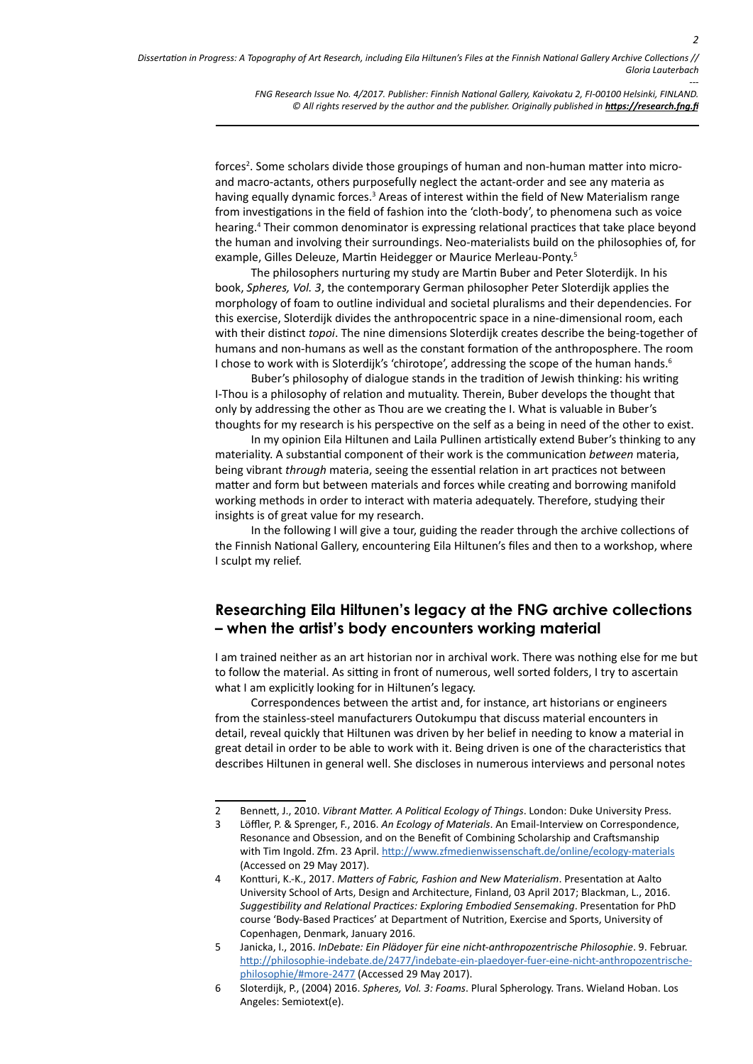forces[2]. Some scholars divide those groupings of human and non-human matter into micro- and macro-actants, others purposefully neglect the actant-order and see any materia as having equally dynamic forces.[3] Areas of interest within the field of New Materialism range from investigations in the field of fashion into the 'cloth-body', to phenomena such as voice hearing.[4] Their common denominator is expressing relational practices that take place beyond the human and involving their surroundings. Neo-materialists build on the philosophies of, for example, Gilles Deleuze, Martin Heidegger or Maurice Merleau-Ponty.[5]

The philosophers nurturing my study are Martin Buber and Peter Sloterdijk. In his book, *Spheres, Vol. 3*, the contemporary German philosopher Peter Sloterdijk applies the morphology of foam to outline individual and societal pluralisms and their dependencies. For this exercise, Sloterdijk divides the anthropocentric space in a nine-dimensional room, each with their distinct *topoi*. The nine dimensions Sloterdijk creates describe the being-together of humans and non-humans as well as the constant formation of the anthroposphere. The room I chose to work with is Sloterdijk's 'chirotope', addressing the scope of the human hands.[6]

Buber's philosophy of dialogue stands in the tradition of Jewish thinking: his writing I-Thou is a philosophy of relation and mutuality. Therein, Buber develops the thought that only by addressing the other as Thou are we creating the I. What is valuable in Buber's thoughts for my research is his perspective on the self as a being in need of the other to exist.

In my opinion Eila Hiltunen and Laila Pullinen artistically extend Buber's thinking to any materiality. A substantial component of their work is the communication *between* materia, being vibrant *through* materia, seeing the essential relation in art practices not between matter and form but between materials and forces while creating and borrowing manifold working methods in order to interact with materia adequately. Therefore, studying their insights is of great value for my research.

In the following I will give a tour, guiding the reader through the archive collections of the Finnish National Gallery, encountering Eila Hiltunen's files and then to a workshop, where I sculpt my relief.

## Researching Eila Hiltunen's legacy at the FNG archive collections – when the artist's body encounters working material

I am trained neither as an art historian nor in archival work. There was nothing else for me but to follow the material. As sitting in front of numerous, well sorted folders, I try to ascertain what I am explicitly looking for in Hiltunen's legacy.

Correspondences between the artist and, for instance, art historians or engineers from the stainless-steel manufacturers Outokumpu that discuss material encounters in detail, reveal quickly that Hiltunen was driven by her belief in needing to know a material in great detail in order to be able to work with it. Being driven is one of the characteristics that describes Hiltunen in general well. She discloses in numerous interviews and personal notes

---

2 Bennett, J., 2010. *Vibrant Matter. A Political Ecology of Things*. London: Duke University Press.

3 Löffler, P. & Sprenger, F., 2016. *An Ecology of Materials*. An Email-Interview on Correspondence, Resonance and Obsession, and on the Benefit of Combining Scholarship and Craftsmanship with Tim Ingold. Zfm. 23 April. http://www.zfmedienwissenschaft.de/online/ecology-materials (Accessed on 29 May 2017).

4 Kontturi, K.-K., 2017. *Matters of Fabric, Fashion and New Materialism*. Presentation at Aalto University School of Arts, Design and Architecture, Finland, 03 April 2017; Blackman, L., 2016. *Suggestibility and Relational Practices: Exploring Embodied Sensemaking*. Presentation for PhD course 'Body-Based Practices' at Department of Nutrition, Exercise and Sports, University of Copenhagen, Denmark, January 2016.

5 Janicka, I., 2016. *InDebate: Ein Plädoyer für eine nicht-anthropozentrische Philosophie*. 9. Februar. http://philosophie-indebate.de/2477/indebate-ein-plaedoyer-fuer-eine-nicht-anthropozentrische-philosophie/#more-2477 (Accessed 29 May 2017).

6 Sloterdijk, P., (2004) 2016. *Spheres, Vol. 3: Foams*. Plural Spherology. Trans. Wieland Hoban. Los Angeles: Semiotext(e).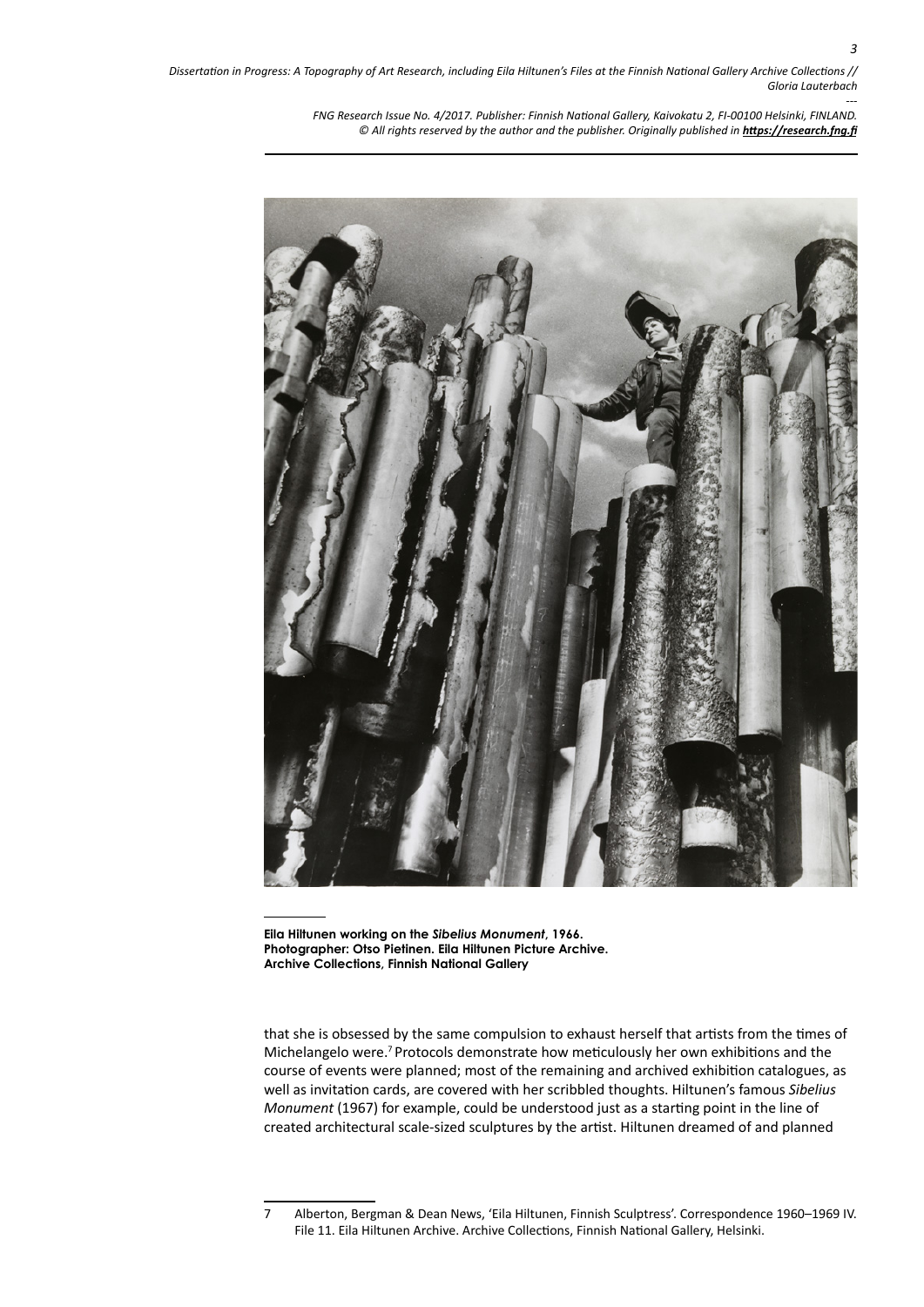**Eila Hiltunen working on the *Sibelius Monument*, 1966.**
**Photographer: Otso Pietinen. Eila Hiltunen Picture Archive.**
**Archive Collections, Finnish National Gallery**

that she is obsessed by the same compulsion to exhaust herself that artists from the times of Michelangelo were.[7] Protocols demonstrate how meticulously her own exhibitions and the course of events were planned; most of the remaining and archived exhibition catalogues, as well as invitation cards, are covered with her scribbled thoughts. Hiltunen's famous *Sibelius Monument* (1967) for example, could be understood just as a starting point in the line of created architectural scale-sized sculptures by the artist. Hiltunen dreamed of and planned

---

7 Alberton, Bergman & Dean News, 'Eila Hiltunen, Finnish Sculptress'. Correspondence 1960–1969 IV. File 11. Eila Hiltunen Archive. Archive Collections, Finnish National Gallery, Helsinki.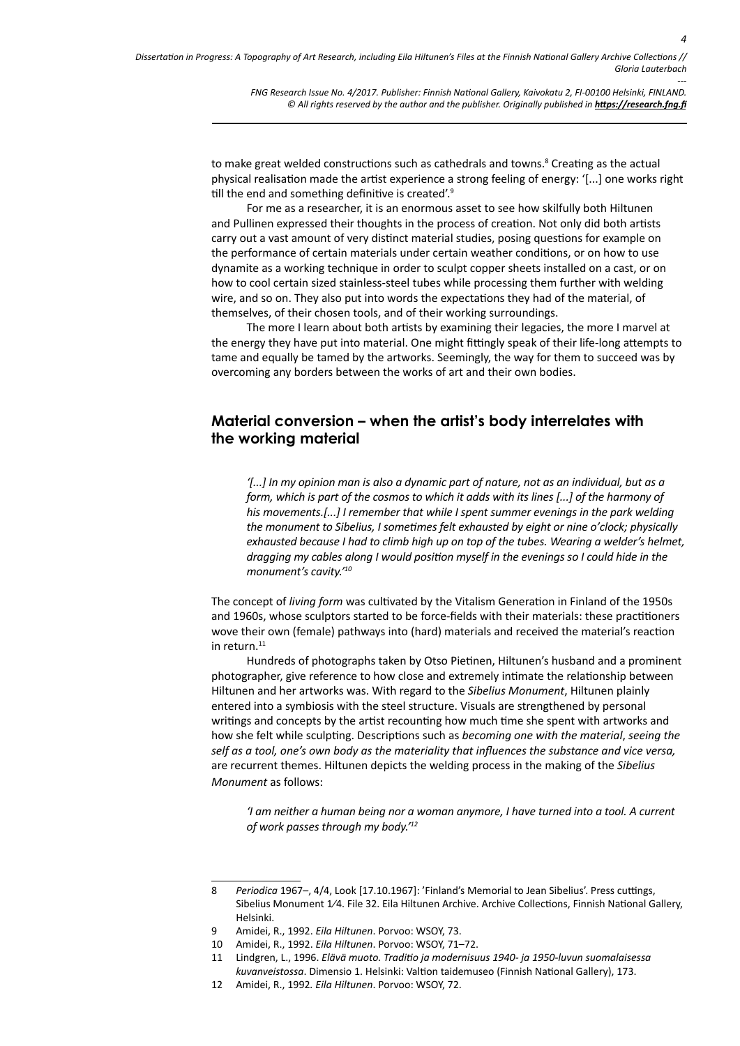to make great welded constructions such as cathedrals and towns.[8] Creating as the actual physical realisation made the artist experience a strong feeling of energy: '[...] one works right till the end and something definitive is created'.[9]

For me as a researcher, it is an enormous asset to see how skilfully both Hiltunen and Pullinen expressed their thoughts in the process of creation. Not only did both artists carry out a vast amount of very distinct material studies, posing questions for example on the performance of certain materials under certain weather conditions, or on how to use dynamite as a working technique in order to sculpt copper sheets installed on a cast, or on how to cool certain sized stainless-steel tubes while processing them further with welding wire, and so on. They also put into words the expectations they had of the material, of themselves, of their chosen tools, and of their working surroundings.

The more I learn about both artists by examining their legacies, the more I marvel at the energy they have put into material. One might fittingly speak of their life-long attempts to tame and equally be tamed by the artworks. Seemingly, the way for them to succeed was by overcoming any borders between the works of art and their own bodies.

## Material conversion – when the artist's body interrelates with the working material

*'[...] In my opinion man is also a dynamic part of nature, not as an individual, but as a form, which is part of the cosmos to which it adds with its lines [...] of the harmony of his movements.[...] I remember that while I spent summer evenings in the park welding the monument to Sibelius, I sometimes felt exhausted by eight or nine o'clock; physically exhausted because I had to climb high up on top of the tubes. Wearing a welder's helmet, dragging my cables along I would position myself in the evenings so I could hide in the monument's cavity.'*[10]

The concept of *living form* was cultivated by the Vitalism Generation in Finland of the 1950s and 1960s, whose sculptors started to be force-fields with their materials: these practitioners wove their own (female) pathways into (hard) materials and received the material's reaction in return.[11]

Hundreds of photographs taken by Otso Pietinen, Hiltunen's husband and a prominent photographer, give reference to how close and extremely intimate the relationship between Hiltunen and her artworks was. With regard to the *Sibelius Monument*, Hiltunen plainly entered into a symbiosis with the steel structure. Visuals are strengthened by personal writings and concepts by the artist recounting how much time she spent with artworks and how she felt while sculpting. Descriptions such as *becoming one with the material*, *seeing the self as a tool, one's own body as the materiality that influences the substance and vice versa,* are recurrent themes. Hiltunen depicts the welding process in the making of the *Sibelius Monument* as follows:

*'I am neither a human being nor a woman anymore, I have turned into a tool. A current of work passes through my body.'*[12]

---

8 *Periodica* 1967–, 4/4, Look [17.10.1967]: 'Finland's Memorial to Jean Sibelius'. Press cuttings, Sibelius Monument 1⁄4. File 32. Eila Hiltunen Archive. Archive Collections, Finnish National Gallery, Helsinki.

9 Amidei, R., 1992. *Eila Hiltunen*. Porvoo: WSOY, 73.

10 Amidei, R., 1992. *Eila Hiltunen*. Porvoo: WSOY, 71–72.

11 Lindgren, L., 1996. *Elävä muoto. Traditio ja modernisuus 1940- ja 1950-luvun suomalaisessa kuvanveistossa*. Dimensio 1. Helsinki: Valtion taidemuseo (Finnish National Gallery), 173.

12 Amidei, R., 1992. *Eila Hiltunen*. Porvoo: WSOY, 72.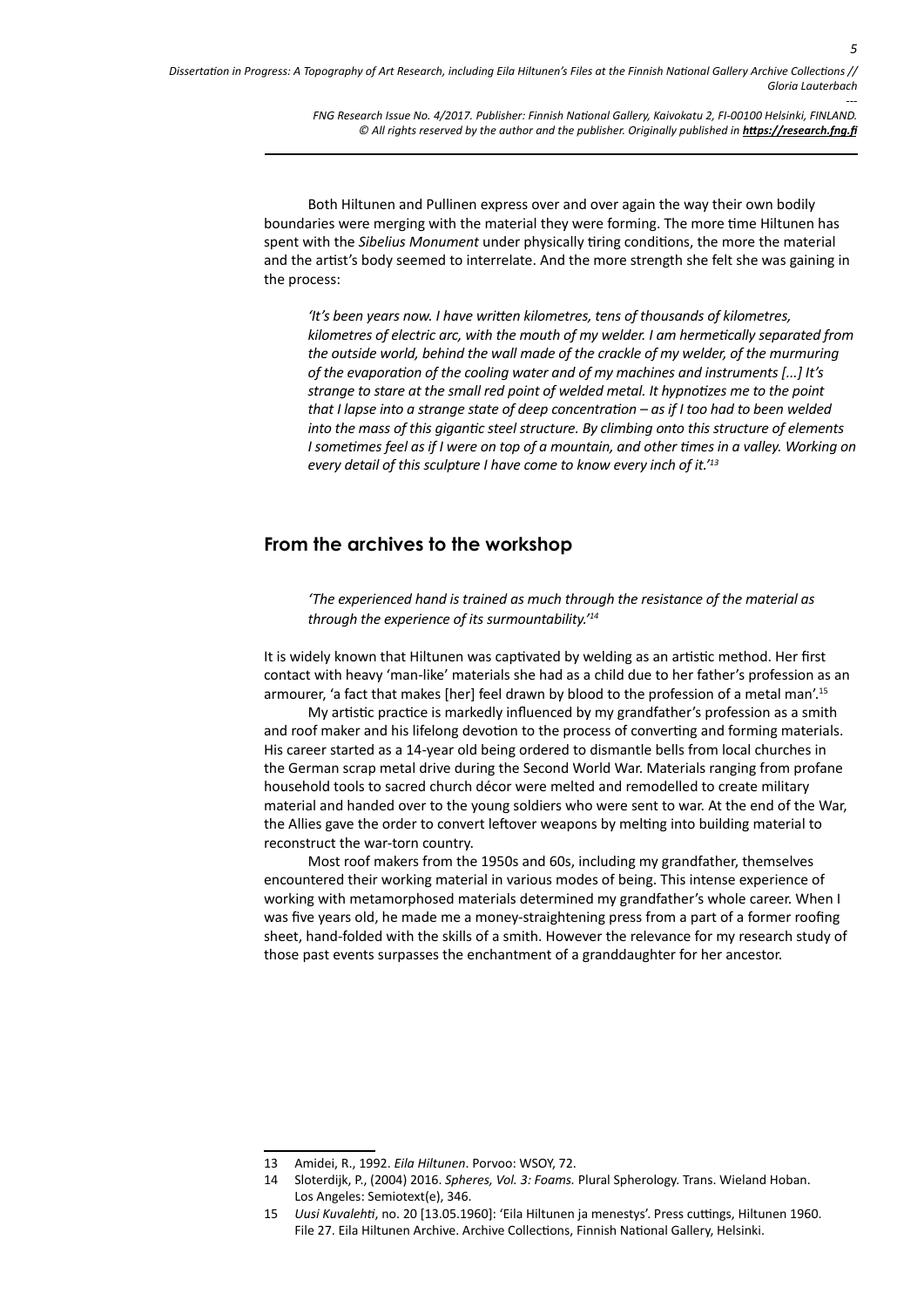Both Hiltunen and Pullinen express over and over again the way their own bodily boundaries were merging with the material they were forming. The more time Hiltunen has spent with the *Sibelius Monument* under physically tiring conditions, the more the material and the artist's body seemed to interrelate. And the more strength she felt she was gaining in the process:

> *'It's been years now. I have written kilometres, tens of thousands of kilometres, kilometres of electric arc, with the mouth of my welder. I am hermetically separated from the outside world, behind the wall made of the crackle of my welder, of the murmuring of the evaporation of the cooling water and of my machines and instruments [...] It's strange to stare at the small red point of welded metal. It hypnotizes me to the point that I lapse into a strange state of deep concentration – as if I too had to been welded into the mass of this gigantic steel structure. By climbing onto this structure of elements I sometimes feel as if I were on top of a mountain, and other times in a valley. Working on every detail of this sculpture I have come to know every inch of it.'*[13]

## From the archives to the workshop

> *'The experienced hand is trained as much through the resistance of the material as through the experience of its surmountability.'*[14]

It is widely known that Hiltunen was captivated by welding as an artistic method. Her first contact with heavy 'man-like' materials she had as a child due to her father's profession as an armourer, 'a fact that makes [her] feel drawn by blood to the profession of a metal man'.[15]

My artistic practice is markedly influenced by my grandfather's profession as a smith and roof maker and his lifelong devotion to the process of converting and forming materials. His career started as a 14-year old being ordered to dismantle bells from local churches in the German scrap metal drive during the Second World War. Materials ranging from profane household tools to sacred church décor were melted and remodelled to create military material and handed over to the young soldiers who were sent to war. At the end of the War, the Allies gave the order to convert leftover weapons by melting into building material to reconstruct the war-torn country.

Most roof makers from the 1950s and 60s, including my grandfather, themselves encountered their working material in various modes of being. This intense experience of working with metamorphosed materials determined my grandfather's whole career. When I was five years old, he made me a money-straightening press from a part of a former roofing sheet, hand-folded with the skills of a smith. However the relevance for my research study of those past events surpasses the enchantment of a granddaughter for her ancestor.

---

13 Amidei, R., 1992. *Eila Hiltunen*. Porvoo: WSOY, 72.

14 Sloterdijk, P., (2004) 2016. *Spheres, Vol. 3: Foams.* Plural Spherology. Trans. Wieland Hoban. Los Angeles: Semiotext(e), 346.

15 *Uusi Kuvalehti*, no. 20 [13.05.1960]: 'Eila Hiltunen ja menestys'. Press cuttings, Hiltunen 1960. File 27. Eila Hiltunen Archive. Archive Collections, Finnish National Gallery, Helsinki.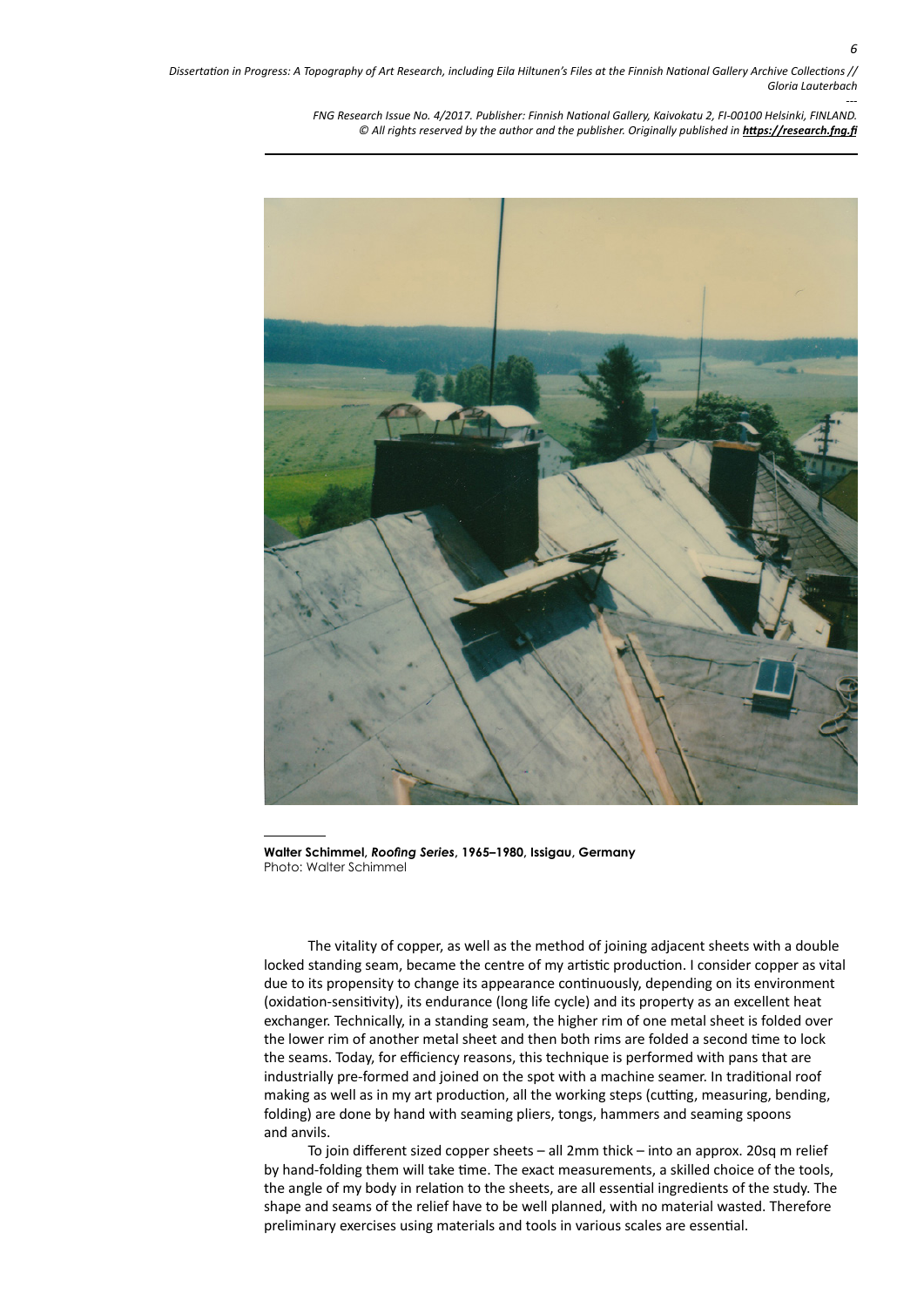**Walter Schimmel, *Roofing Series*, 1965–1980, Issigau, Germany**
Photo: Walter Schimmel

The vitality of copper, as well as the method of joining adjacent sheets with a double locked standing seam, became the centre of my artistic production. I consider copper as vital due to its propensity to change its appearance continuously, depending on its environment (oxidation-sensitivity), its endurance (long life cycle) and its property as an excellent heat exchanger. Technically, in a standing seam, the higher rim of one metal sheet is folded over the lower rim of another metal sheet and then both rims are folded a second time to lock the seams. Today, for efficiency reasons, this technique is performed with pans that are industrially pre-formed and joined on the spot with a machine seamer. In traditional roof making as well as in my art production, all the working steps (cutting, measuring, bending, folding) are done by hand with seaming pliers, tongs, hammers and seaming spoons and anvils.

To join different sized copper sheets – all 2mm thick – into an approx. 20sq m relief by hand-folding them will take time. The exact measurements, a skilled choice of the tools, the angle of my body in relation to the sheets, are all essential ingredients of the study. The shape and seams of the relief have to be well planned, with no material wasted. Therefore preliminary exercises using materials and tools in various scales are essential.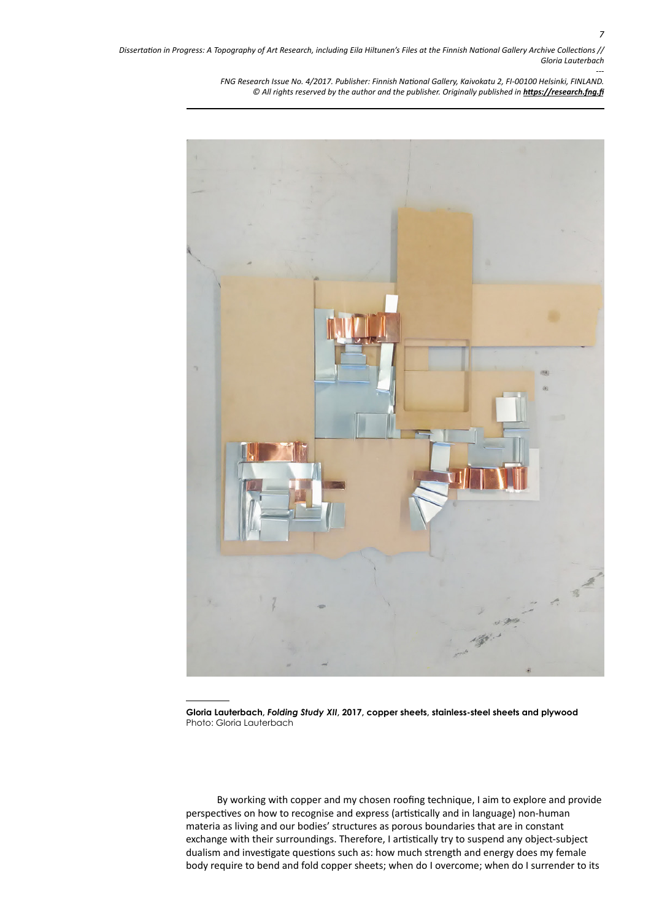**Gloria Lauterbach, *Folding Study XII*, 2017, copper sheets, stainless-steel sheets and plywood**
Photo: Gloria Lauterbach

By working with copper and my chosen roofing technique, I aim to explore and provide perspectives on how to recognise and express (artistically and in language) non-human materia as living and our bodies' structures as porous boundaries that are in constant exchange with their surroundings. Therefore, I artistically try to suspend any object-subject dualism and investigate questions such as: how much strength and energy does my female body require to bend and fold copper sheets; when do I overcome; when do I surrender to its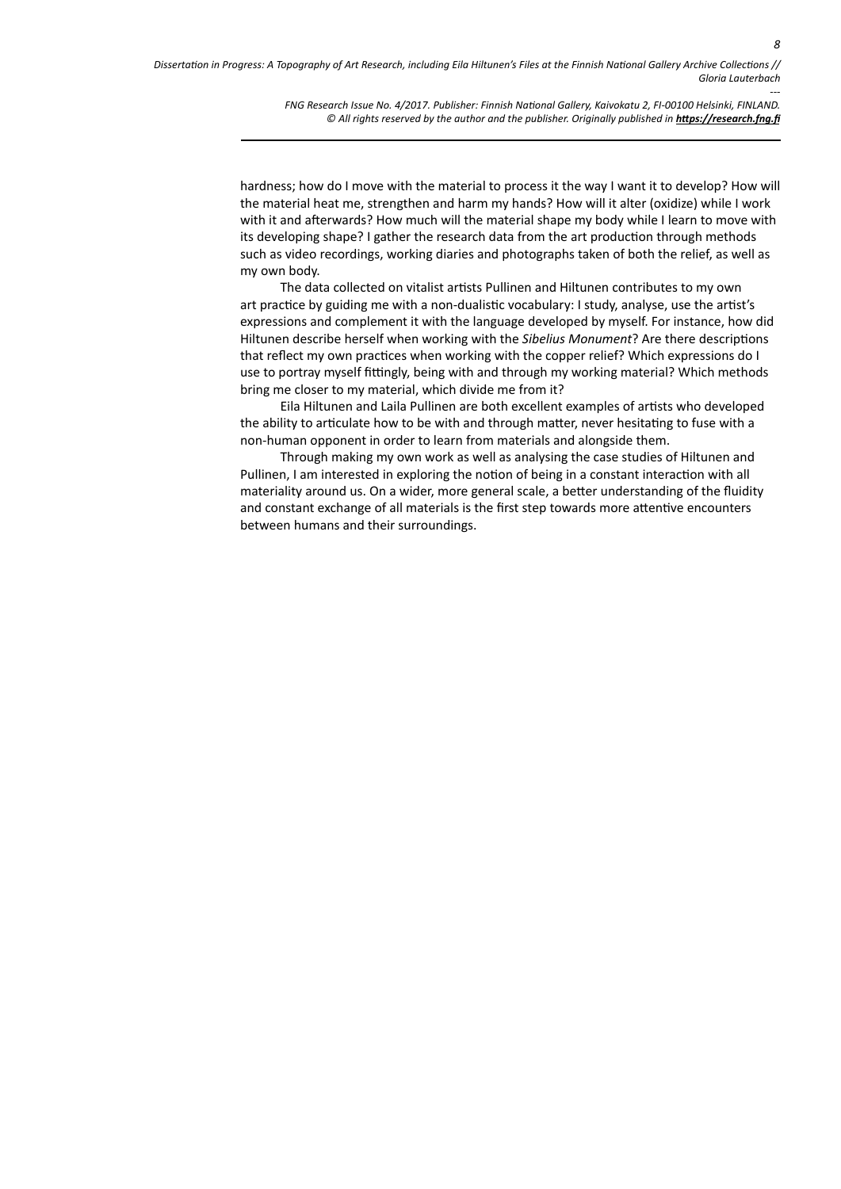hardness; how do I move with the material to process it the way I want it to develop? How will the material heat me, strengthen and harm my hands? How will it alter (oxidize) while I work with it and afterwards? How much will the material shape my body while I learn to move with its developing shape? I gather the research data from the art production through methods such as video recordings, working diaries and photographs taken of both the relief, as well as my own body.

The data collected on vitalist artists Pullinen and Hiltunen contributes to my own art practice by guiding me with a non-dualistic vocabulary: I study, analyse, use the artist's expressions and complement it with the language developed by myself. For instance, how did Hiltunen describe herself when working with the *Sibelius Monument*? Are there descriptions that reflect my own practices when working with the copper relief? Which expressions do I use to portray myself fittingly, being with and through my working material? Which methods bring me closer to my material, which divide me from it?

Eila Hiltunen and Laila Pullinen are both excellent examples of artists who developed the ability to articulate how to be with and through matter, never hesitating to fuse with a non-human opponent in order to learn from materials and alongside them.

Through making my own work as well as analysing the case studies of Hiltunen and Pullinen, I am interested in exploring the notion of being in a constant interaction with all materiality around us. On a wider, more general scale, a better understanding of the fluidity and constant exchange of all materials is the first step towards more attentive encounters between humans and their surroundings.